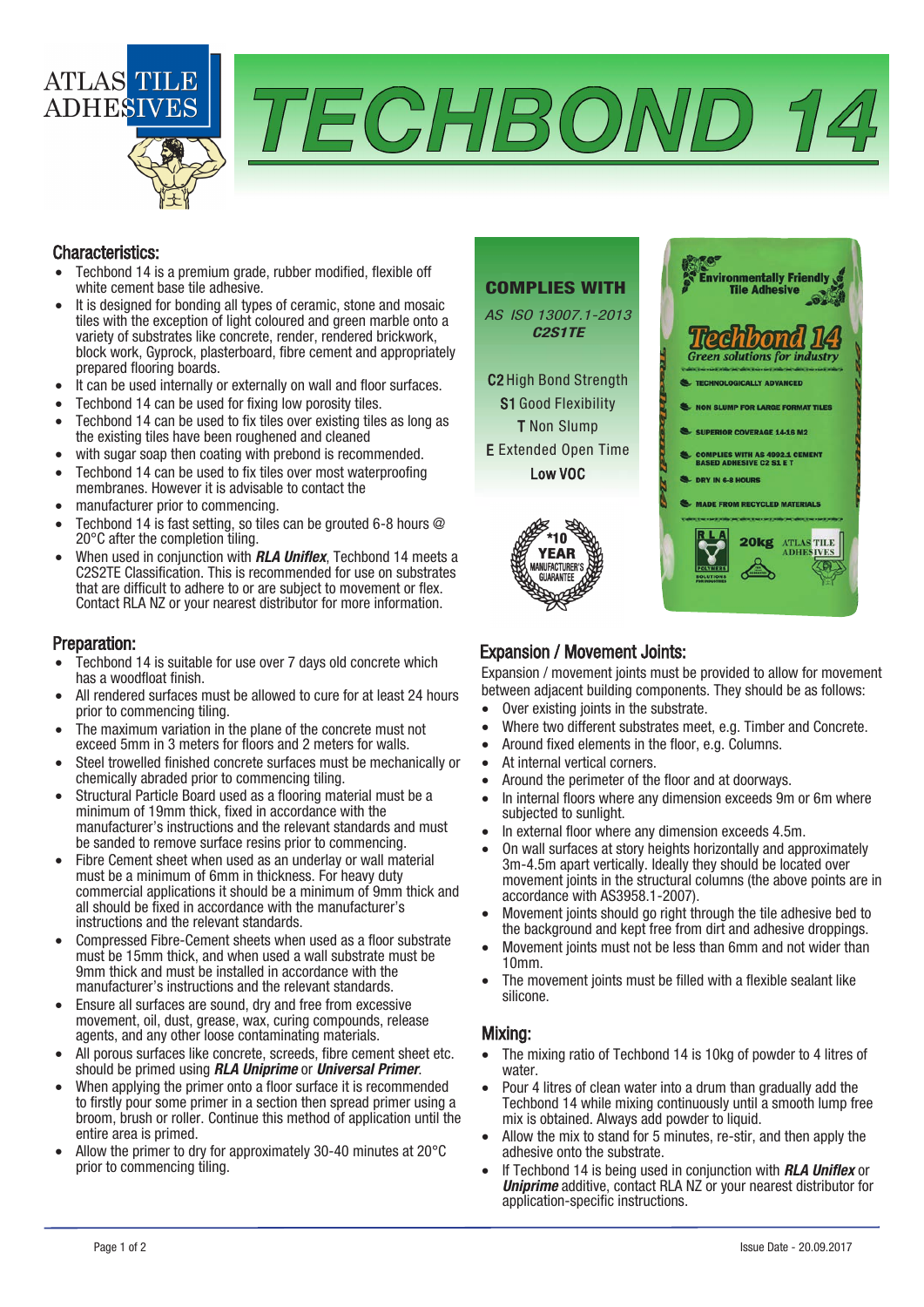ATLAS TILE ADHESIVES

# TECHBOND 14

## Characteristics:

- Techbond 14 is a premium grade, rubber modified, flexible off white cement base tile adhesive.
- It is designed for bonding all types of ceramic, stone and mosaic tiles with the exception of light coloured and green marble onto a variety of substrates like concrete, render, rendered brickwork, block work, Gyprock, plasterboard, fibre cement and appropriately prepared flooring boards.
- It can be used internally or externally on wall and floor surfaces.
- Techbond 14 can be used for fixing low porosity tiles.
- Techbond 14 can be used to fix tiles over existing tiles as long as the existing tiles have been roughened and cleaned
- with sugar soap then coating with prebond is recommended.
- Techbond 14 can be used to fix tiles over most waterproofing membranes. However it is advisable to contact the
- manufacturer prior to commencing.
- Techbond 14 is fast setting, so tiles can be grouted 6-8 hours @ 20°C after the completion tiling.
- When used in conjunction with ***RLA Uniflex***, Techbond 14 meets a C2S2TE Classification. This is recommended for use on substrates that are difficult to adhere to or are subject to movement or flex. Contact RLA NZ or your nearest distributor for more information.

**COMPLIES WITH**

*AS ISO 13007.1-2013*
***C2S1TE***

**C2** High Bond Strength
**S1** Good Flexibility
**T** Non Slump
**E** Extended Open Time
**Low VOC**

*10 YEAR MANUFACTURER'S GUARANTEE

Environmentally Friendly Tile Adhesive

Techbond 14
*Green solutions for industry*

- TECHNOLOGICALLY ADVANCED
- NON SLUMP FOR LARGE FORMAT TILES
- SUPERIOR COVERAGE 14-16 M2
- COMPLIES WITH AS 4992.1 CEMENT BASED ADHESIVE C2 S1 E T
- DRY IN 6-8 HOURS
- MADE FROM RECYCLED MATERIALS

20kg

## Preparation:

- Techbond 14 is suitable for use over 7 days old concrete which has a woodfloat finish.
- All rendered surfaces must be allowed to cure for at least 24 hours prior to commencing tiling.
- The maximum variation in the plane of the concrete must not exceed 5mm in 3 meters for floors and 2 meters for walls.
- Steel trowelled finished concrete surfaces must be mechanically or chemically abraded prior to commencing tiling.
- Structural Particle Board used as a flooring material must be a minimum of 19mm thick, fixed in accordance with the manufacturer's instructions and the relevant standards and must be sanded to remove surface resins prior to commencing.
- Fibre Cement sheet when used as an underlay or wall material must be a minimum of 6mm in thickness. For heavy duty commercial applications it should be a minimum of 9mm thick and all should be fixed in accordance with the manufacturer's instructions and the relevant standards.
- Compressed Fibre-Cement sheets when used as a floor substrate must be 15mm thick, and when used a wall substrate must be 9mm thick and must be installed in accordance with the manufacturer's instructions and the relevant standards.
- Ensure all surfaces are sound, dry and free from excessive movement, oil, dust, grease, wax, curing compounds, release agents, and any other loose contaminating materials.
- All porous surfaces like concrete, screeds, fibre cement sheet etc. should be primed using ***RLA Uniprime*** or ***Universal Primer***.
- When applying the primer onto a floor surface it is recommended to firstly pour some primer in a section then spread primer using a broom, brush or roller. Continue this method of application until the entire area is primed.
- Allow the primer to dry for approximately 30-40 minutes at 20°C prior to commencing tiling.

## Expansion / Movement Joints:

Expansion / movement joints must be provided to allow for movement between adjacent building components. They should be as follows:

- Over existing joints in the substrate.
- Where two different substrates meet, e.g. Timber and Concrete.
- Around fixed elements in the floor, e.g. Columns.
- At internal vertical corners.
- Around the perimeter of the floor and at doorways.
- In internal floors where any dimension exceeds 9m or 6m where subjected to sunlight.
- In external floor where any dimension exceeds 4.5m.
- On wall surfaces at story heights horizontally and approximately 3m-4.5m apart vertically. Ideally they should be located over movement joints in the structural columns (the above points are in accordance with AS3958.1-2007).
- Movement joints should go right through the tile adhesive bed to the background and kept free from dirt and adhesive droppings.
- Movement joints must not be less than 6mm and not wider than 10mm.
- The movement joints must be filled with a flexible sealant like silicone.

## Mixing:

- The mixing ratio of Techbond 14 is 10kg of powder to 4 litres of water.
- Pour 4 litres of clean water into a drum than gradually add the Techbond 14 while mixing continuously until a smooth lump free mix is obtained. Always add powder to liquid.
- Allow the mix to stand for 5 minutes, re-stir, and then apply the adhesive onto the substrate.
- If Techbond 14 is being used in conjunction with ***RLA Uniflex*** or ***Uniprime*** additive, contact RLA NZ or your nearest distributor for application-specific instructions.

Issue Date - 20.09.2017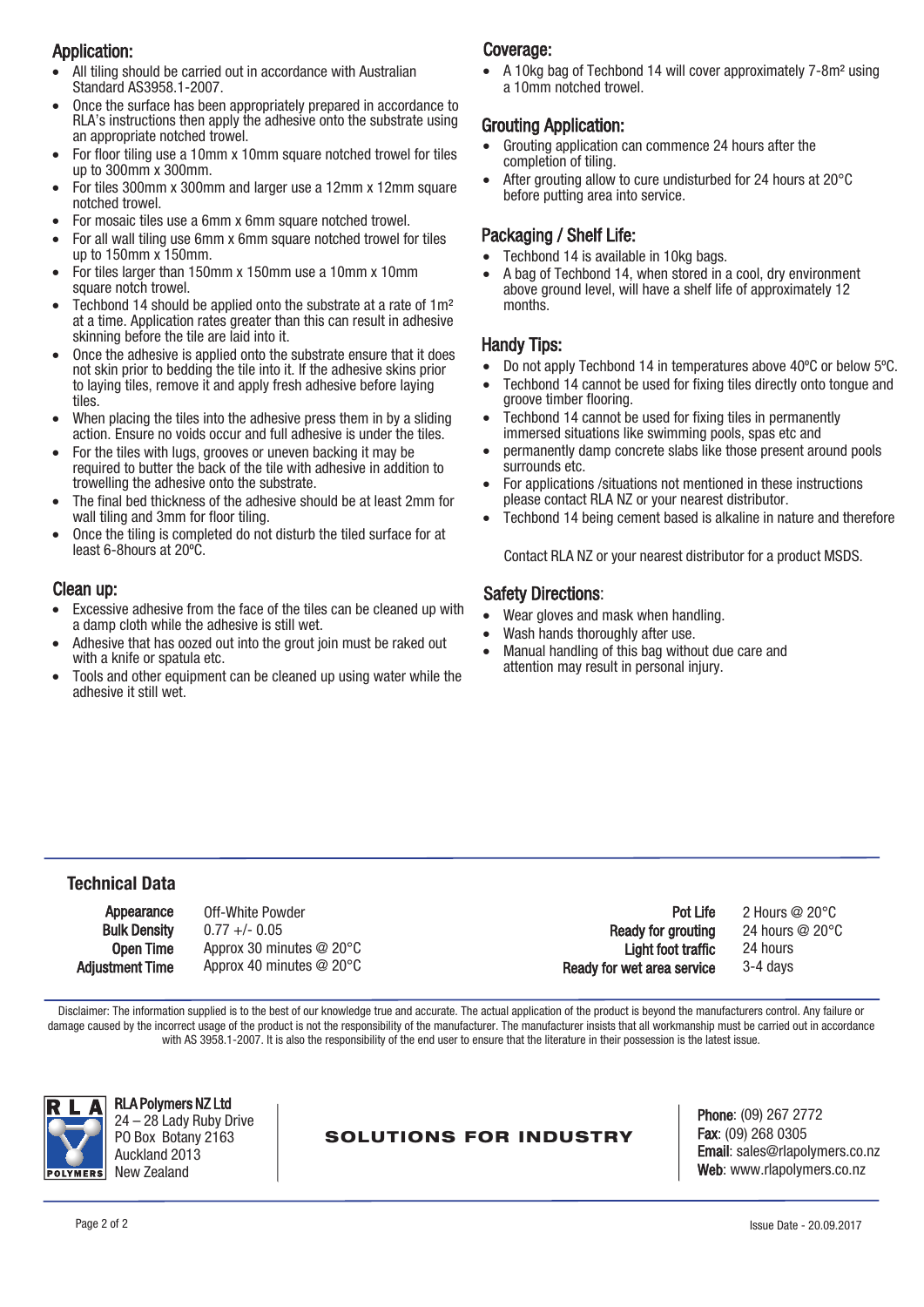## Application:

- All tiling should be carried out in accordance with Australian Standard AS3958.1-2007.
- Once the surface has been appropriately prepared in accordance to RLA's instructions then apply the adhesive onto the substrate using an appropriate notched trowel.
- For floor tiling use a 10mm x 10mm square notched trowel for tiles up to 300mm x 300mm.
- For tiles 300mm x 300mm and larger use a 12mm x 12mm square notched trowel.
- For mosaic tiles use a 6mm x 6mm square notched trowel.
- For all wall tiling use 6mm x 6mm square notched trowel for tiles up to 150mm x 150mm.
- For tiles larger than 150mm x 150mm use a 10mm x 10mm square notch trowel.
- Techbond 14 should be applied onto the substrate at a rate of 1m² at a time. Application rates greater than this can result in adhesive skinning before the tile are laid into it.
- Once the adhesive is applied onto the substrate ensure that it does not skin prior to bedding the tile into it. If the adhesive skins prior to laying tiles, remove it and apply fresh adhesive before laying tiles.
- When placing the tiles into the adhesive press them in by a sliding action. Ensure no voids occur and full adhesive is under the tiles.
- For the tiles with lugs, grooves or uneven backing it may be required to butter the back of the tile with adhesive in addition to trowelling the adhesive onto the substrate.
- The final bed thickness of the adhesive should be at least 2mm for wall tiling and 3mm for floor tiling.
- Once the tiling is completed do not disturb the tiled surface for at least 6-8hours at 20ºC.

## Clean up:

- Excessive adhesive from the face of the tiles can be cleaned up with a damp cloth while the adhesive is still wet.
- Adhesive that has oozed out into the grout join must be raked out with a knife or spatula etc.
- Tools and other equipment can be cleaned up using water while the adhesive it still wet.

## Coverage:

- A 10kg bag of Techbond 14 will cover approximately 7-8m² using a 10mm notched trowel.

## Grouting Application:

- Grouting application can commence 24 hours after the completion of tiling.
- After grouting allow to cure undisturbed for 24 hours at 20°C before putting area into service.

## Packaging / Shelf Life:

- Techbond 14 is available in 10kg bags.
- A bag of Techbond 14, when stored in a cool, dry environment above ground level, will have a shelf life of approximately 12 months.

## Handy Tips:

- Do not apply Techbond 14 in temperatures above 40ºC or below 5ºC.
- Techbond 14 cannot be used for fixing tiles directly onto tongue and groove timber flooring.
- Techbond 14 cannot be used for fixing tiles in permanently immersed situations like swimming pools, spas etc and
- permanently damp concrete slabs like those present around pools surrounds etc.
- For applications /situations not mentioned in these instructions please contact RLA NZ or your nearest distributor.
- Techbond 14 being cement based is alkaline in nature and therefore

Contact RLA NZ or your nearest distributor for a product MSDS.

## Safety Directions:

- Wear gloves and mask when handling.
- Wash hands thoroughly after use.
- Manual handling of this bag without due care and attention may result in personal injury.

## Technical Data

| | | | |
|---|---|---|---|
| **Appearance** | Off-White Powder | **Pot Life** | 2 Hours @ 20°C |
| **Bulk Density** | 0.77 +/- 0.05 | **Ready for grouting** | 24 hours @ 20°C |
| **Open Time** | Approx 30 minutes @ 20°C | **Light foot traffic** | 24 hours |
| **Adjustment Time** | Approx 40 minutes @ 20°C | **Ready for wet area service** | 3-4 days |

Disclaimer: The information supplied is to the best of our knowledge true and accurate. The actual application of the product is beyond the manufacturers control. Any failure or damage caused by the incorrect usage of the product is not the responsibility of the manufacturer. The manufacturer insists that all workmanship must be carried out in accordance with AS 3958.1-2007. It is also the responsibility of the end user to ensure that the literature in their possession is the latest issue.

**RLA Polymers NZ Ltd**
24 – 28 Lady Ruby Drive
PO Box Botany 2163
Auckland 2013
New Zealand

**SOLUTIONS FOR INDUSTRY**

**Phone**: (09) 267 2772
**Fax**: (09) 268 0305
**Email**: sales@rlapolymers.co.nz
**Web**: www.rlapolymers.co.nz

Issue Date - 20.09.2017